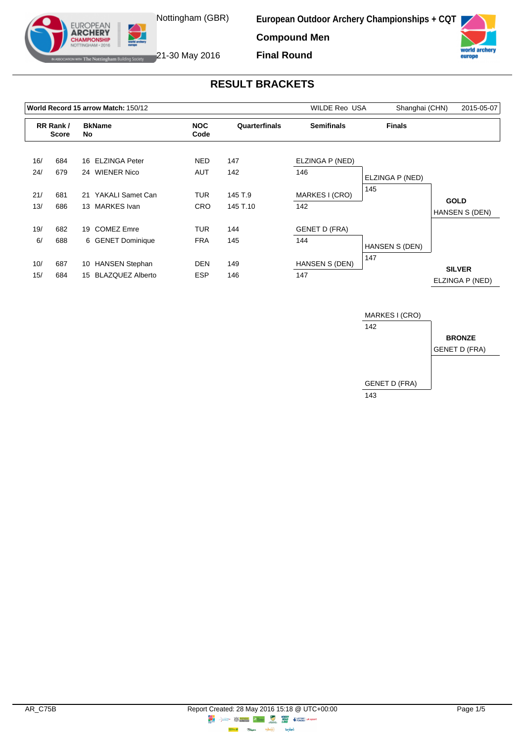Nottingham (GBR)

21-30 May 2016

**European Outdoor Archery Championships + CQT**

**Compound Men**

**Final Round**

## RESULT BRACKETS

**World Record 15 arrow Match:** 150/12 — WILDE Reo USA — Shanghai (CHN) — 2015-05-07

| RR Rank / Score | | BkName No | | NOC Code | Quarterfinals | Semifinals | Finals |
|---|---|---|---|---|---|---|---|
| 16/ | 684 | 16 | ELZINGA Peter | NED | 147 | ELZINGA P (NED) 146 | ELZINGA P (NED) 145 |
| 24/ | 679 | 24 | WIENER Nico | AUT | 142 | | |
| 21/ | 681 | 21 | YAKALI Samet Can | TUR | 145 T.9 | MARKES I (CRO) 142 | |
| 13/ | 686 | 13 | MARKES Ivan | CRO | 145 T.10 | | |
| 19/ | 682 | 19 | COMEZ Emre | TUR | 144 | GENET D (FRA) 144 | HANSEN S (DEN) 147 |
| 6/ | 688 | 6 | GENET Dominique | FRA | 145 | | |
| 10/ | 687 | 10 | HANSEN Stephan | DEN | 149 | HANSEN S (DEN) 147 | |
| 15/ | 684 | 15 | BLAZQUEZ Alberto | ESP | 146 | | |

**GOLD**
HANSEN S (DEN)

**SILVER**
ELZINGA P (NED)

Bronze match:

| Bronze Final | Score |
|---|---|
| MARKES I (CRO) | 142 |
| GENET D (FRA) | 143 |

**BRONZE**
GENET D (FRA)

AR_C75B

Report Created: 28 May 2016 15:18 @ UTC+00:00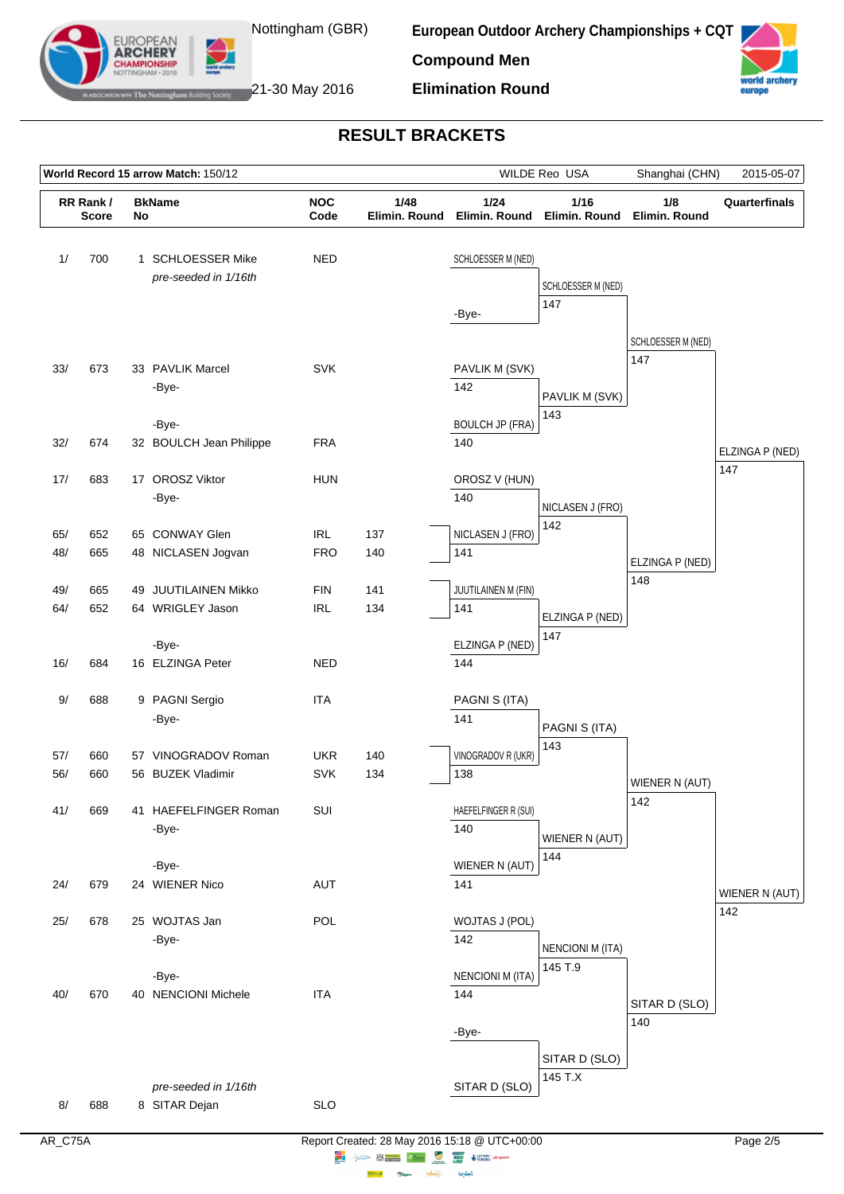Nottingham (GBR)

21-30 May 2016

**European Outdoor Archery Championships + CQT**

**Compound Men**

**Elimination Round**

## RESULT BRACKETS

| **World Record 15 arrow Match:** 150/12 | WILDE Reo USA | Shanghai (CHN) | 2015-05-07 |
|---|---|---|---|

| RR Rank / Score | | BkName No | | NOC Code | 1/48 Elimin. Round | 1/24 Elimin. Round | 1/16 Elimin. Round | 1/8 Elimin. Round | Quarterfinals |
|---|---|---|---|---|---|---|---|---|---|
| 1/ | 700 | 1 | SCHLOESSER Mike | NED | | SCHLOESSER M (NED) | | | |
| | | | *pre-seeded in 1/16th* | | | | SCHLOESSER M (NED) 147 | | |
| | | | | | | -Bye- | | | |
| | | | | | | | | SCHLOESSER M (NED) 147 | |
| 33/ | 673 | 33 | PAVLIK Marcel | SVK | | PAVLIK M (SVK) 142 | | | |
| | | | -Bye- | | | | PAVLIK M (SVK) 143 | | |
| | | | -Bye- | | | BOULCH JP (FRA) 140 | | | |
| 32/ | 674 | 32 | BOULCH Jean Philippe | FRA | | | | | ELZINGA P (NED) 147 |
| 17/ | 683 | 17 | OROSZ Viktor | HUN | | OROSZ V (HUN) 140 | | | |
| | | | -Bye- | | | | NICLASEN J (FRO) 142 | | |
| 65/ | 652 | 65 | CONWAY Glen | IRL | 137 | NICLASEN J (FRO) 141 | | | |
| 48/ | 665 | 48 | NICLASEN Jogvan | FRO | 140 | | | ELZINGA P (NED) 148 | |
| 49/ | 665 | 49 | JUUTILAINEN Mikko | FIN | 141 | JUUTILAINEN M (FIN) 141 | | | |
| 64/ | 652 | 64 | WRIGLEY Jason | IRL | 134 | | ELZINGA P (NED) 147 | | |
| | | | -Bye- | | | ELZINGA P (NED) 144 | | | |
| 16/ | 684 | 16 | ELZINGA Peter | NED | | | | | |
| 9/ | 688 | 9 | PAGNI Sergio | ITA | | PAGNI S (ITA) 141 | | | |
| | | | -Bye- | | | | PAGNI S (ITA) 143 | | |
| 57/ | 660 | 57 | VINOGRADOV Roman | UKR | 140 | VINOGRADOV R (UKR) 138 | | | |
| 56/ | 660 | 56 | BUZEK Vladimir | SVK | 134 | | | WIENER N (AUT) 142 | |
| 41/ | 669 | 41 | HAEFELFINGER Roman | SUI | | HAEFELFINGER R (SUI) 140 | | | |
| | | | -Bye- | | | | WIENER N (AUT) 144 | | |
| | | | -Bye- | | | WIENER N (AUT) 141 | | | |
| 24/ | 679 | 24 | WIENER Nico | AUT | | | | | WIENER N (AUT) 142 |
| 25/ | 678 | 25 | WOJTAS Jan | POL | | WOJTAS J (POL) 142 | | | |
| | | | -Bye- | | | | NENCIONI M (ITA) 145 T.9 | | |
| | | | -Bye- | | | NENCIONI M (ITA) 144 | | | |
| 40/ | 670 | 40 | NENCIONI Michele | ITA | | | | SITAR D (SLO) 140 | |
| | | | | | | -Bye- | | | |
| | | | | | | | SITAR D (SLO) 145 T.X | | |
| | | | *pre-seeded in 1/16th* | | | SITAR D (SLO) | | | |
| 8/ | 688 | 8 | SITAR Dejan | SLO | | | | | |

AR_C75A Report Created: 28 May 2016 15:18 @ UTC+00:00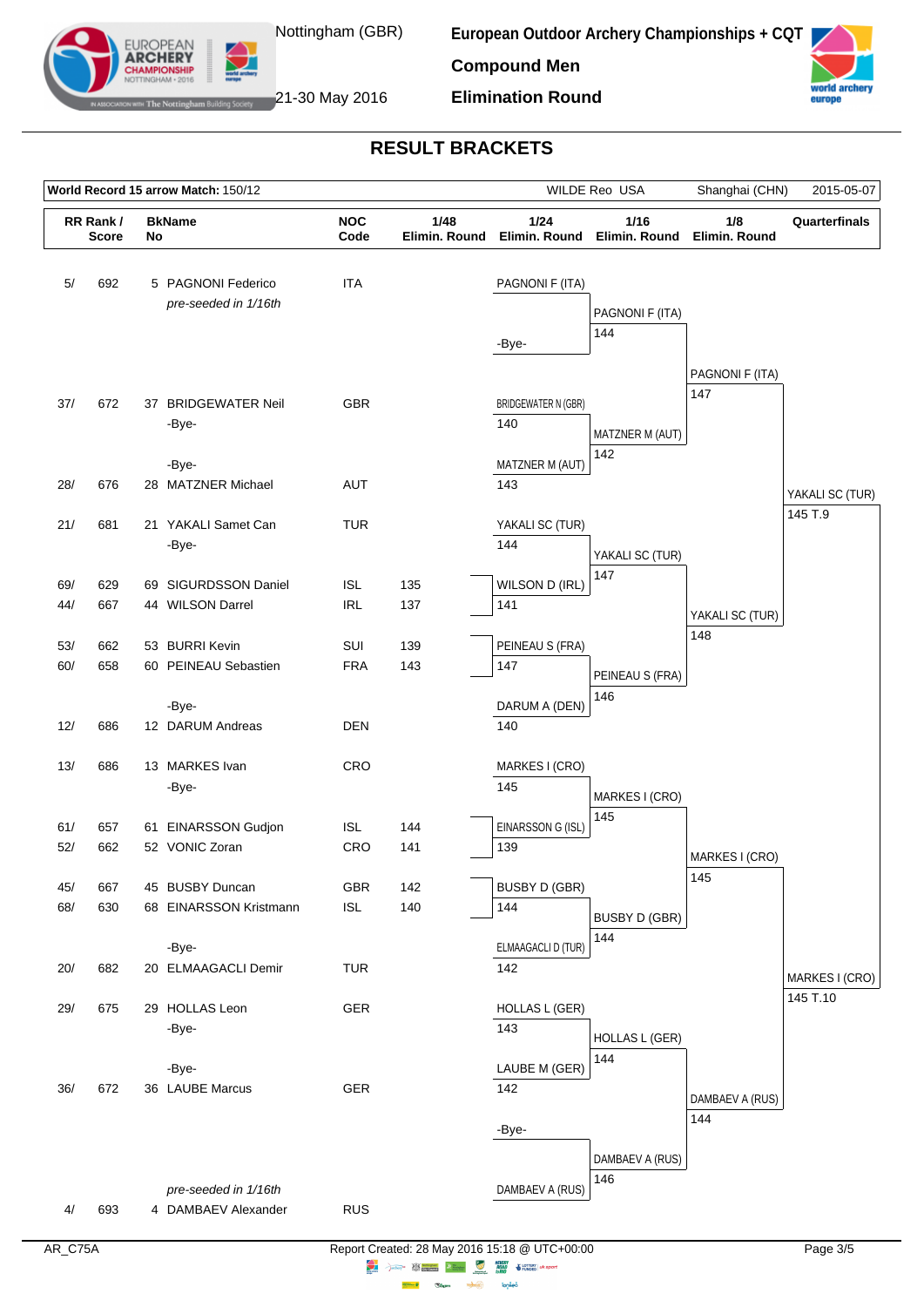# RESULT BRACKETS

**European Outdoor Archery Championships + CQT**

**Compound Men**

**Elimination Round**

Nottingham (GBR) 21-30 May 2016

| **World Record 15 arrow Match:** 150/12 | WILDE Reo USA | Shanghai (CHN) | 2015-05-07 |
|---|---|---|---|

| RR Rank / Score | BkName No | NOC Code | 1/48 Elimin. Round | 1/24 Elimin. Round | 1/16 Elimin. Round | 1/8 Elimin. Round | Quarterfinals |
|---|---|---|---|---|---|---|---|
| 5/ 692 | 5 PAGNONI Federico | ITA | | PAGNONI F (ITA) | | | |
| | *pre-seeded in 1/16th* | | | | PAGNONI F (ITA) | | |
| | | | | | 144 | | |
| | | | | -Bye- | | | |
| | | | | | | PAGNONI F (ITA) | |
| | | | | | | 147 | |
| 37/ 672 | 37 BRIDGEWATER Neil | GBR | | BRIDGEWATER N (GBR) | | | |
| | -Bye- | | | 140 | MATZNER M (AUT) | | |
| | | | | | 142 | | |
| | -Bye- | | | MATZNER M (AUT) | | | |
| 28/ 676 | 28 MATZNER Michael | AUT | | 143 | | | YAKALI SC (TUR) |
| | | | | | | | 145 T.9 |
| 21/ 681 | 21 YAKALI Samet Can | TUR | | YAKALI SC (TUR) | | | |
| | -Bye- | | | 144 | YAKALI SC (TUR) | | |
| | | | | | 147 | | |
| 69/ 629 | 69 SIGURDSSON Daniel | ISL | 135 | WILSON D (IRL) | | | |
| 44/ 667 | 44 WILSON Darrel | IRL | 137 | 141 | | YAKALI SC (TUR) | |
| | | | | | | 148 | |
| 53/ 662 | 53 BURRI Kevin | SUI | 139 | PEINEAU S (FRA) | | | |
| 60/ 658 | 60 PEINEAU Sebastien | FRA | 143 | 147 | PEINEAU S (FRA) | | |
| | | | | | 146 | | |
| | -Bye- | | | DARUM A (DEN) | | | |
| 12/ 686 | 12 DARUM Andreas | DEN | | 140 | | | |
| 13/ 686 | 13 MARKES Ivan | CRO | | MARKES I (CRO) | | | |
| | -Bye- | | | 145 | MARKES I (CRO) | | |
| | | | | | 145 | | |
| 61/ 657 | 61 EINARSSON Gudjon | ISL | 144 | EINARSSON G (ISL) | | | |
| 52/ 662 | 52 VONIC Zoran | CRO | 141 | 139 | | MARKES I (CRO) | |
| | | | | | | 145 | |
| 45/ 667 | 45 BUSBY Duncan | GBR | 142 | BUSBY D (GBR) | | | |
| 68/ 630 | 68 EINARSSON Kristmann | ISL | 140 | 144 | BUSBY D (GBR) | | |
| | | | | | 144 | | |
| | -Bye- | | | ELMAAGACLI D (TUR) | | | |
| 20/ 682 | 20 ELMAAGACLI Demir | TUR | | 142 | | | MARKES I (CRO) |
| | | | | | | | 145 T.10 |
| 29/ 675 | 29 HOLLAS Leon | GER | | HOLLAS L (GER) | | | |
| | -Bye- | | | 143 | HOLLAS L (GER) | | |
| | | | | | 144 | | |
| | -Bye- | | | LAUBE M (GER) | | | |
| 36/ 672 | 36 LAUBE Marcus | GER | | 142 | | DAMBAEV A (RUS) | |
| | | | | | | 144 | |
| | | | | -Bye- | | | |
| | | | | | DAMBAEV A (RUS) | | |
| | | | | | 146 | | |
| | *pre-seeded in 1/16th* | | | DAMBAEV A (RUS) | | | |
| 4/ 693 | 4 DAMBAEV Alexander | RUS | | | | | |

AR_C75A — Report Created: 28 May 2016 15:18 @ UTC+00:00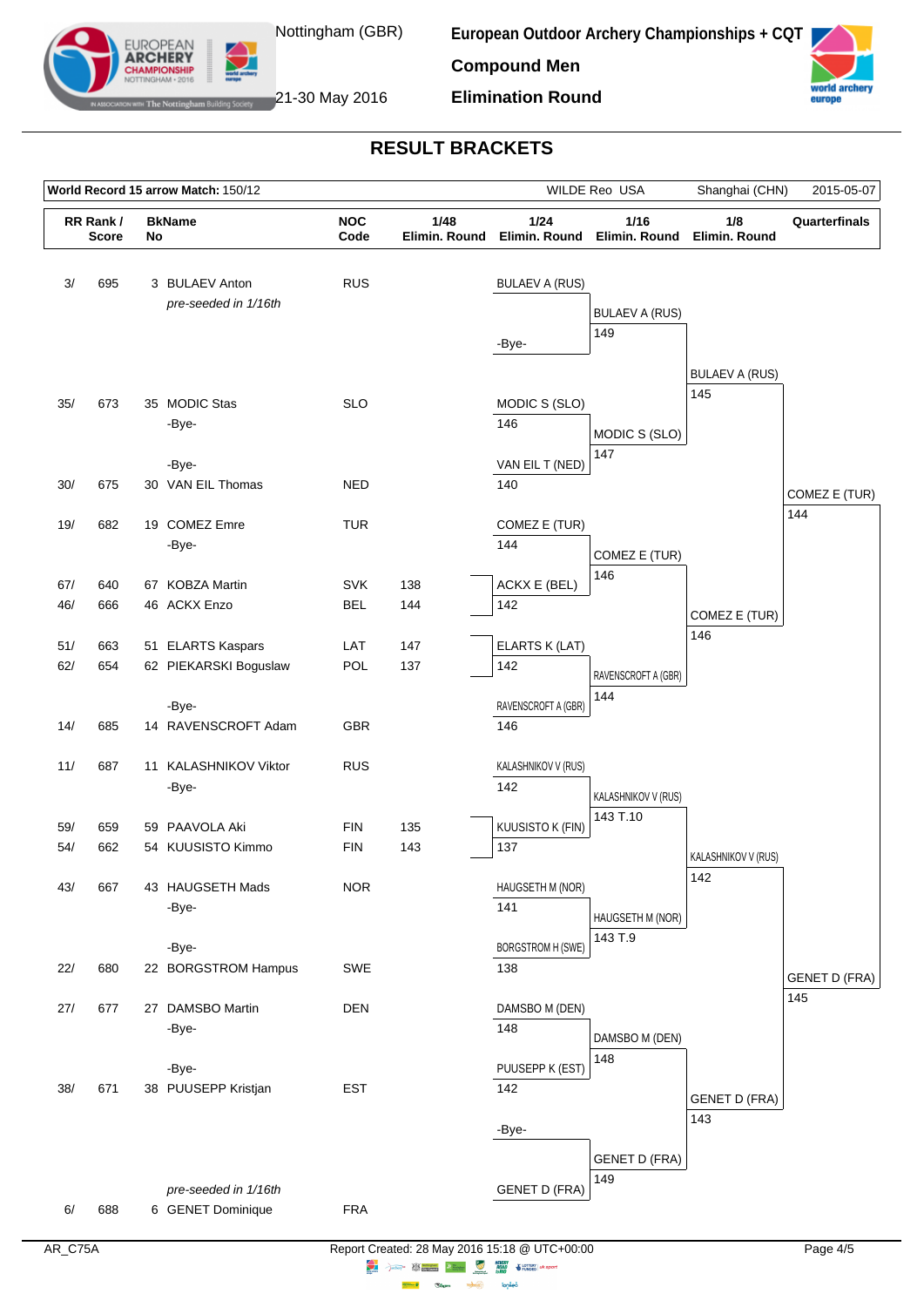# RESULT BRACKETS

**World Record 15 arrow Match:** 150/12 — WILDE Reo USA — Shanghai (CHN) — 2015-05-07

| RR Rank / Score | | BkName No | | NOC Code | 1/48 Elimin. Round |
|---|---|---|---|---|---|
| 3/ | 695 | 3 | BULAEV Anton *pre-seeded in 1/16th* | RUS | |
| | | | -Bye- | | |
| 35/ | 673 | 35 | MODIC Stas | SLO | |
| | | | -Bye- | | |
| | | | -Bye- | | |
| 30/ | 675 | 30 | VAN EIL Thomas | NED | |
| 19/ | 682 | 19 | COMEZ Emre | TUR | |
| | | | -Bye- | | |
| 67/ | 640 | 67 | KOBZA Martin | SVK | 138 |
| 46/ | 666 | 46 | ACKX Enzo | BEL | 144 |
| 51/ | 663 | 51 | ELARTS Kaspars | LAT | 147 |
| 62/ | 654 | 62 | PIEKARSKI Boguslaw | POL | 137 |
| | | | -Bye- | | |
| 14/ | 685 | 14 | RAVENSCROFT Adam | GBR | |
| 11/ | 687 | 11 | KALASHNIKOV Viktor | RUS | |
| | | | -Bye- | | |
| 59/ | 659 | 59 | PAAVOLA Aki | FIN | 135 |
| 54/ | 662 | 54 | KUUSISTO Kimmo | FIN | 143 |
| 43/ | 667 | 43 | HAUGSETH Mads | NOR | |
| | | | -Bye- | | |
| | | | -Bye- | | |
| 22/ | 680 | 22 | BORGSTROM Hampus | SWE | |
| 27/ | 677 | 27 | DAMSBO Martin | DEN | |
| | | | -Bye- | | |
| | | | -Bye- | | |
| 38/ | 671 | 38 | PUUSEPP Kristjan | EST | |
| | | | *pre-seeded in 1/16th* | | |
| 6/ | 688 | 6 | GENET Dominique | FRA | |

## 1/24 Elimin. Round

| Match | Winner | Score | Opponent | Score |
|---|---|---|---|---|
| 1 | BULAEV A (RUS) | | -Bye- | |
| 2 | MODIC S (SLO) | 146 | VAN EIL T (NED) | 140 |
| 3 | COMEZ E (TUR) | 144 | ACKX E (BEL) | 142 |
| 4 | ELARTS K (LAT) | 142 | RAVENSCROFT A (GBR) | 146 |
| 5 | KALASHNIKOV V (RUS) | 142 | KUUSISTO K (FIN) | 137 |
| 6 | HAUGSETH M (NOR) | 141 | BORGSTROM H (SWE) | 138 |
| 7 | DAMSBO M (DEN) | 148 | PUUSEPP K (EST) | 142 |
| 8 | -Bye- | | GENET D (FRA) | |

## 1/16 Elimin. Round

| Athlete | Score |
|---|---|
| BULAEV A (RUS) | 149 |
| MODIC S (SLO) | 147 |
| COMEZ E (TUR) | 146 |
| RAVENSCROFT A (GBR) | 144 |
| KALASHNIKOV V (RUS) | 143 T.10 |
| HAUGSETH M (NOR) | 143 T.9 |
| DAMSBO M (DEN) | 148 |
| GENET D (FRA) | 149 |

## 1/8 Elimin. Round

| Athlete | Score |
|---|---|
| BULAEV A (RUS) | 145 |
| COMEZ E (TUR) | 146 |
| KALASHNIKOV V (RUS) | 142 |
| GENET D (FRA) | 143 |

## Quarterfinals

| Athlete | Score |
|---|---|
| COMEZ E (TUR) | 144 |
| GENET D (FRA) | 145 |

AR_C75A — Report Created: 28 May 2016 15:18 @ UTC+00:00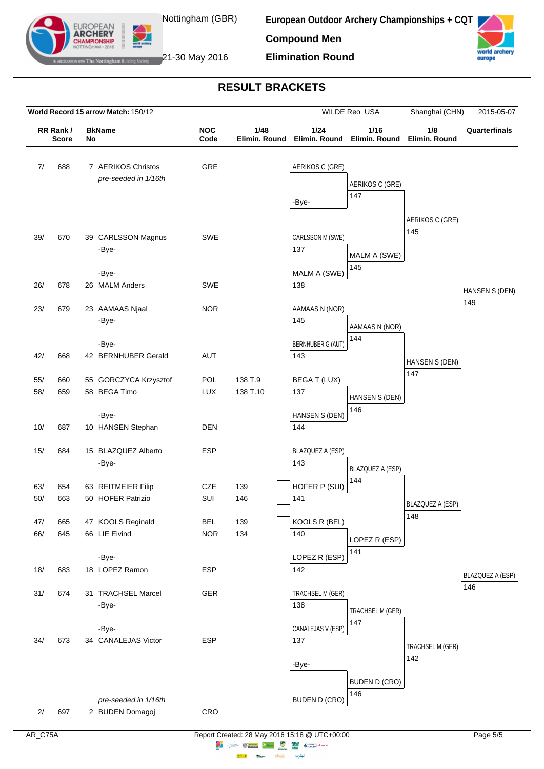Nottingham (GBR)

21-30 May 2016

**European Outdoor Archery Championships + CQT**

**Compound Men**

**Elimination Round**

## RESULT BRACKETS

**World Record 15 arrow Match:** 150/12 — WILDE Reo USA — Shanghai (CHN) — 2015-05-07

| RR Rank / Score | | BkName No | | NOC Code | 1/48 Elimin. Round | 1/24 Elimin. Round | 1/16 Elimin. Round | 1/8 Elimin. Round | Quarterfinals |
|---|---|---|---|---|---|---|---|---|---|
| 7/ | 688 | 7 | AERIKOS Christos | GRE | | AERIKOS C (GRE) | AERIKOS C (GRE) 147 | AERIKOS C (GRE) 145 | HANSEN S (DEN) 149 |
| | | | *pre-seeded in 1/16th* | | | -Bye- | | | |
| 39/ | 670 | 39 | CARLSSON Magnus | SWE | | CARLSSON M (SWE) 137 | MALM A (SWE) 145 | | |
| | | | -Bye- | | | | | | |
| | | | -Bye- | | | MALM A (SWE) 138 | | | |
| 26/ | 678 | 26 | MALM Anders | SWE | | | | | |
| 23/ | 679 | 23 | AAMAAS Njaal | NOR | | AAMAAS N (NOR) 145 | AAMAAS N (NOR) 144 | HANSEN S (DEN) 147 | |
| | | | -Bye- | | | | | | |
| | | | -Bye- | | | BERNHUBER G (AUT) 143 | | | |
| 42/ | 668 | 42 | BERNHUBER Gerald | AUT | | | | | |
| 55/ | 660 | 55 | GORCZYCA Krzysztof | POL | 138 T.9 | BEGA T (LUX) 137 | HANSEN S (DEN) 146 | | |
| 58/ | 659 | 58 | BEGA Timo | LUX | 138 T.10 | | | | |
| | | | -Bye- | | | HANSEN S (DEN) 144 | | | |
| 10/ | 687 | 10 | HANSEN Stephan | DEN | | | | | |
| 15/ | 684 | 15 | BLAZQUEZ Alberto | ESP | | BLAZQUEZ A (ESP) 143 | BLAZQUEZ A (ESP) 144 | BLAZQUEZ A (ESP) 148 | BLAZQUEZ A (ESP) 146 |
| | | | -Bye- | | | | | | |
| 63/ | 654 | 63 | REITMEIER Filip | CZE | 139 | HOFER P (SUI) 141 | | | |
| 50/ | 663 | 50 | HOFER Patrizio | SUI | 146 | | | | |
| 47/ | 665 | 47 | KOOLS Reginald | BEL | 139 | KOOLS R (BEL) 140 | LOPEZ R (ESP) 141 | | |
| 66/ | 645 | 66 | LIE Eivind | NOR | 134 | | | | |
| | | | -Bye- | | | LOPEZ R (ESP) 142 | | | |
| 18/ | 683 | 18 | LOPEZ Ramon | ESP | | | | | |
| 31/ | 674 | 31 | TRACHSEL Marcel | GER | | TRACHSEL M (GER) 138 | TRACHSEL M (GER) 147 | TRACHSEL M (GER) 142 | |
| | | | -Bye- | | | | | | |
| | | | -Bye- | | | CANALEJAS V (ESP) 137 | | | |
| 34/ | 673 | 34 | CANALEJAS Victor | ESP | | | | | |
| | | | | | | -Bye- | BUDEN D (CRO) 146 | | |
| | | | *pre-seeded in 1/16th* | | | BUDEN D (CRO) | | | |
| 2/ | 697 | 2 | BUDEN Domagoj | CRO | | | | | |

AR_C75A

Report Created: 28 May 2016 15:18 @ UTC+00:00